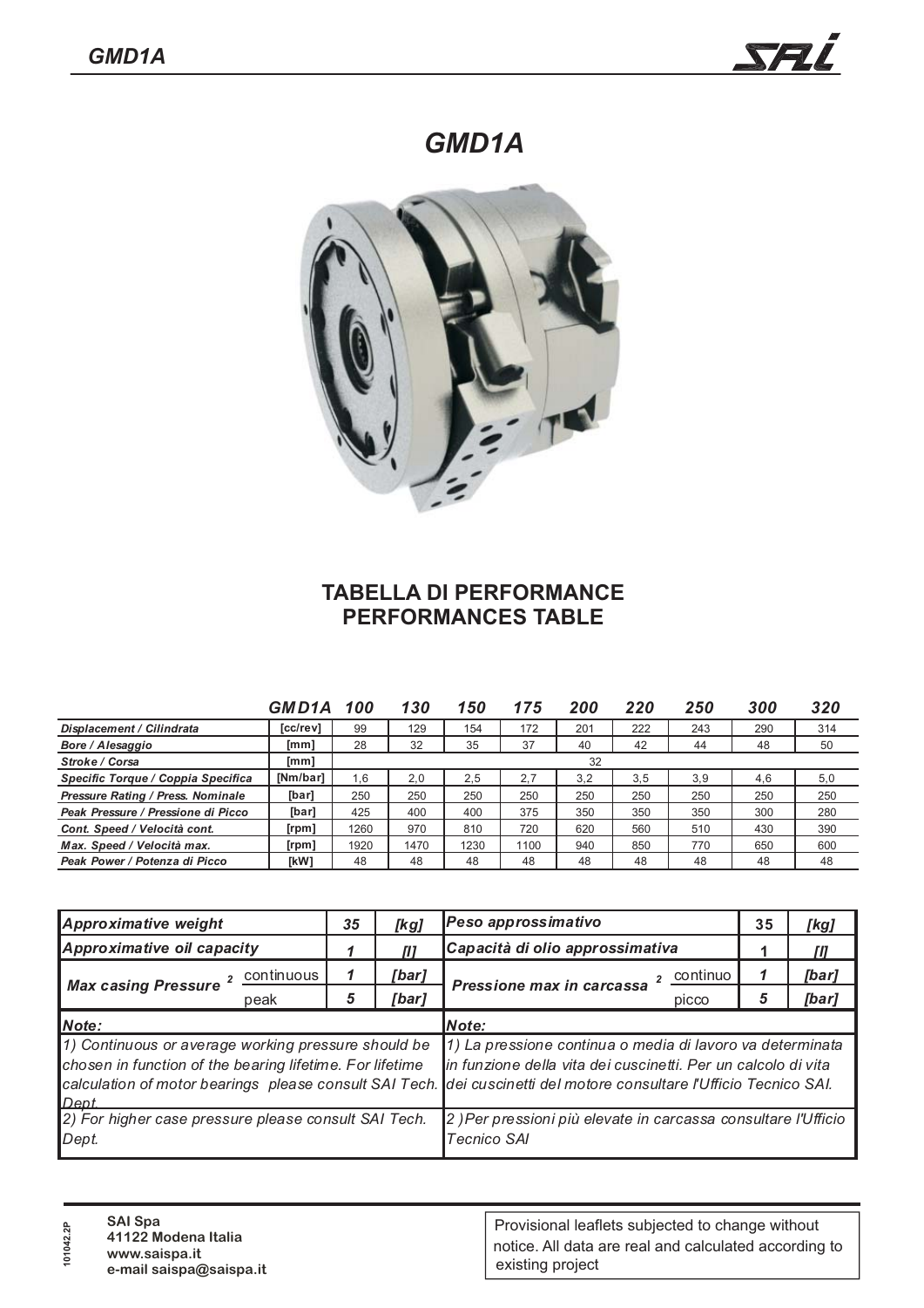// GMD1A

## TABELLA DI PERFORMANCE
## PERFORMANCES TABLE

| GMD1A | | 100 | 130 | 150 | 175 | 200 | 220 | 250 | 300 | 320 |
|---|---|---|---|---|---|---|---|---|---|---|
| *Displacement / Cilindrata* | [cc/rev] | 99 | 129 | 154 | 172 | 201 | 222 | 243 | 290 | 314 |
| *Bore / Alesaggio* | [mm] | 28 | 32 | 35 | 37 | 40 | 42 | 44 | 48 | 50 |
| *Stroke / Corsa* | [mm] | 32 | | | | | | | | |
| *Specific Torque / Coppia Specifica* | [Nm/bar] | 1,6 | 2,0 | 2,5 | 2,7 | 3,2 | 3,5 | 3,9 | 4,6 | 5,0 |
| *Pressure Rating / Press. Nominale* | [bar] | 250 | 250 | 250 | 250 | 250 | 250 | 250 | 250 | 250 |
| *Peak Pressure / Pressione di Picco* | [bar] | 425 | 400 | 400 | 375 | 350 | 350 | 350 | 300 | 280 |
| *Cont. Speed / Velocità cont.* | [rpm] | 1260 | 970 | 810 | 720 | 620 | 560 | 510 | 430 | 390 |
| *Max. Speed / Velocità max.* | [rpm] | 1920 | 1470 | 1230 | 1100 | 940 | 850 | 770 | 650 | 600 |
| *Peak Power / Potenza di Picco* | [kW] | 48 | 48 | 48 | 48 | 48 | 48 | 48 | 48 | 48 |

| *Approximative weight* | | *35* | *[kg]* | *Peso approssimativo* | | 35 | *[kg]* |
|---|---|---|---|---|---|---|---|
| *Approximative oil capacity* | | *1* | *[l]* | *Capacità di olio approssimativa* | | 1 | *[l]* |
| *Max casing Pressure* [2] | continuous | *1* | *[bar]* | *Pressione max in carcassa* [2] | continuo | *1* | *[bar]* |
| | peak | *5* | *[bar]* | | picco | *5* | *[bar]* |

*Note:*

*1) Continuous or average working pressure should be chosen in function of the bearing lifetime. For lifetime calculation of motor bearings please consult SAI Tech. Dept.*

*2) For higher case pressure please consult SAI Tech. Dept.*

*Note:*

*1) La pressione continua o media di lavoro va determinata in funzione della vita dei cuscinetti. Per un calcolo di vita dei cuscinetti del motore consultare l'Ufficio Tecnico SAI.*

*2 )Per pressioni più elevate in carcassa consultare l'Ufficio Tecnico SAI*

101042.2P

**SAI Spa**
**41122 Modena Italia**
**www.saispa.it**
**e-mail saispa@saispa.it**

Provisional leaflets subjected to change without notice. All data are real and calculated according to existing project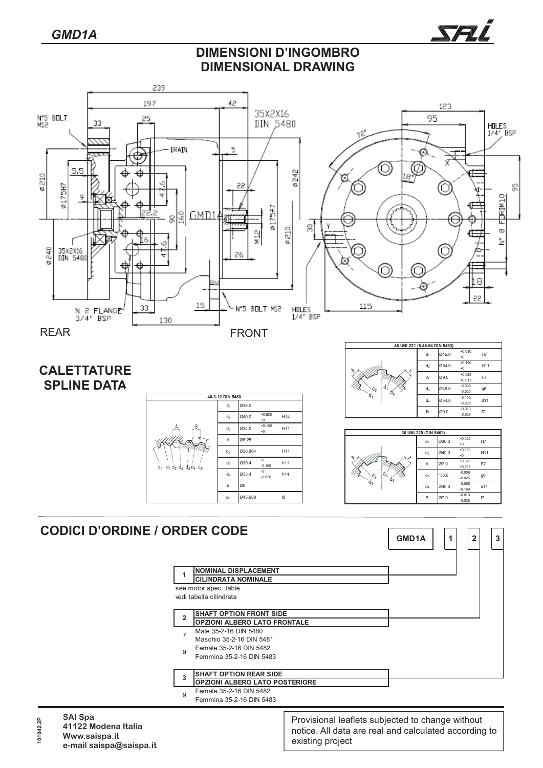# DIMENSIONI D'INGOMBRO
# DIMENSIONAL DRAWING

239
197
42
N°5 BOLT M12
33
25
35X2X16 DIN 5480
DRAIN
5
ø210
5.5
ø175H7
9
22
47.6
22.2
90
160
GMD1A
ø242
ø175F7
M12
ø210
30
Y
16
47.6
26
ø240
35X2X16 DIN 5480
N 2 FLANGE 3/4" BSP
33
15
N°5 BOLT M12
HOLES 1/4" BSP
130
REAR
FRONT

123
95
72°
HOLES 1/4" BSP
X
18°
95
N° 8 FORI M10
18
22
115

## CALETTATURE
## SPLINE DATA

| 40-3-12 DIN 5480 | | | |
|---|---|---|---|
| $d_0$ | Ø36.0 | | |
| $d_1$ | Ø40.0 | +0.620 / +0 | H14 |
| $d_2$ | Ø34.0 | +0.160 / +0 | H11 |
| A | Ø5.25 | | |
| $d_A$ | Ø28.964 | | H11 |
| $d_3$ | Ø39.4 | -0 / -0.160 | h11 |
| $d_4$ | Ø33.4 | -0 / -0.620 | h14 |
| B | Ø6 | | |
| $d_B$ | Ø45.989 | | f8 |

| 46 UNI 221 (8-46-54 DIN 5463) | | | |
|---|---|---|---|
| $d_1$ | Ø46.0 | +0.030 / +0 | H7 |
| $d_2$ | Ø54.0 | +0.190 / +0 | H11 |
| A | Ø9.0 | +0.028 / +0.013 | F7 |
| $d_3$ | Ø46.0 | -0.009 / -0.025 | g6 |
| $d_4$ | Ø54.0 | -0.100 / -0.290 | d11 |
| B | Ø9.0 | -0.013 / -0.028 | f7 |

| 36 UNI 220 (DIN 5462) | | | |
|---|---|---|---|
| $d_1$ | Ø36.0 | +0.025 / +0 | H7 |
| $d_2$ | Ø40.0 | +0.160 / +0 | H11 |
| A | Ø7.0 | +0.028 / +0.013 | F7 |
| $d_3$ | °36.0 | -0.009 / -0.025 | g6 |
| $d_4$ | Ø40.0 | -0.065 / -0.160 | d11 |
| B | Ø7.0 | -0.013 / -0.028 | f7 |

## CODICI D'ORDINE / ORDER CODE

GMD1A | 1 | 2 | 3

**1 — NOMINAL DISPLACEMENT / CILINDRATA NOMINALE**

see motor spec. table
vedi tabella cilindrata

**2 — SHAFT OPTION FRONT SIDE / OPZIONI ALBERO LATO FRONTALE**

- 7 — Male 35-2-16 DIN 5480 / Maschio 35-2-16 DIN 5481
- 9 — Female 35-2-16 DIN 5482 / Femmina 35-2-16 DIN 5483

**3 — SHAFT OPTION REAR SIDE / OPZIONI ALBERO LATO POSTERIORE**

- 9 — Female 35-2-16 DIN 5482 / Femmina 35-2-16 DIN 5483

101042.2P

**SAI Spa**
**41122 Modena Italia**
**Www.saispa.it**
**e-mail saispa@saispa.it**

Provisional leaflets subjected to change without notice. All data are real and calculated according to existing project